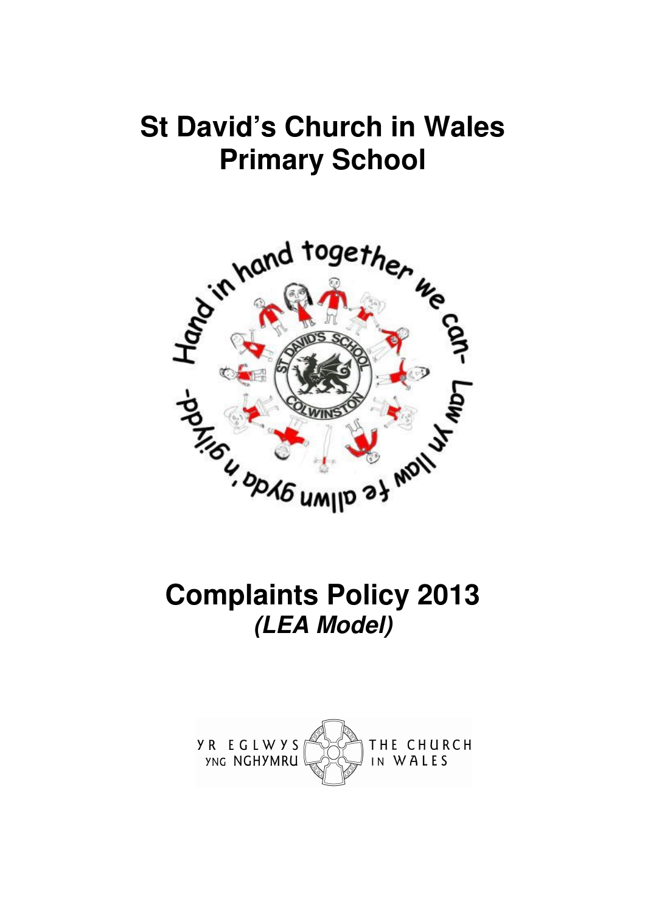# St David's Church in Wales Primary School

# Complaints Policy 2013

## *(LEA Model)*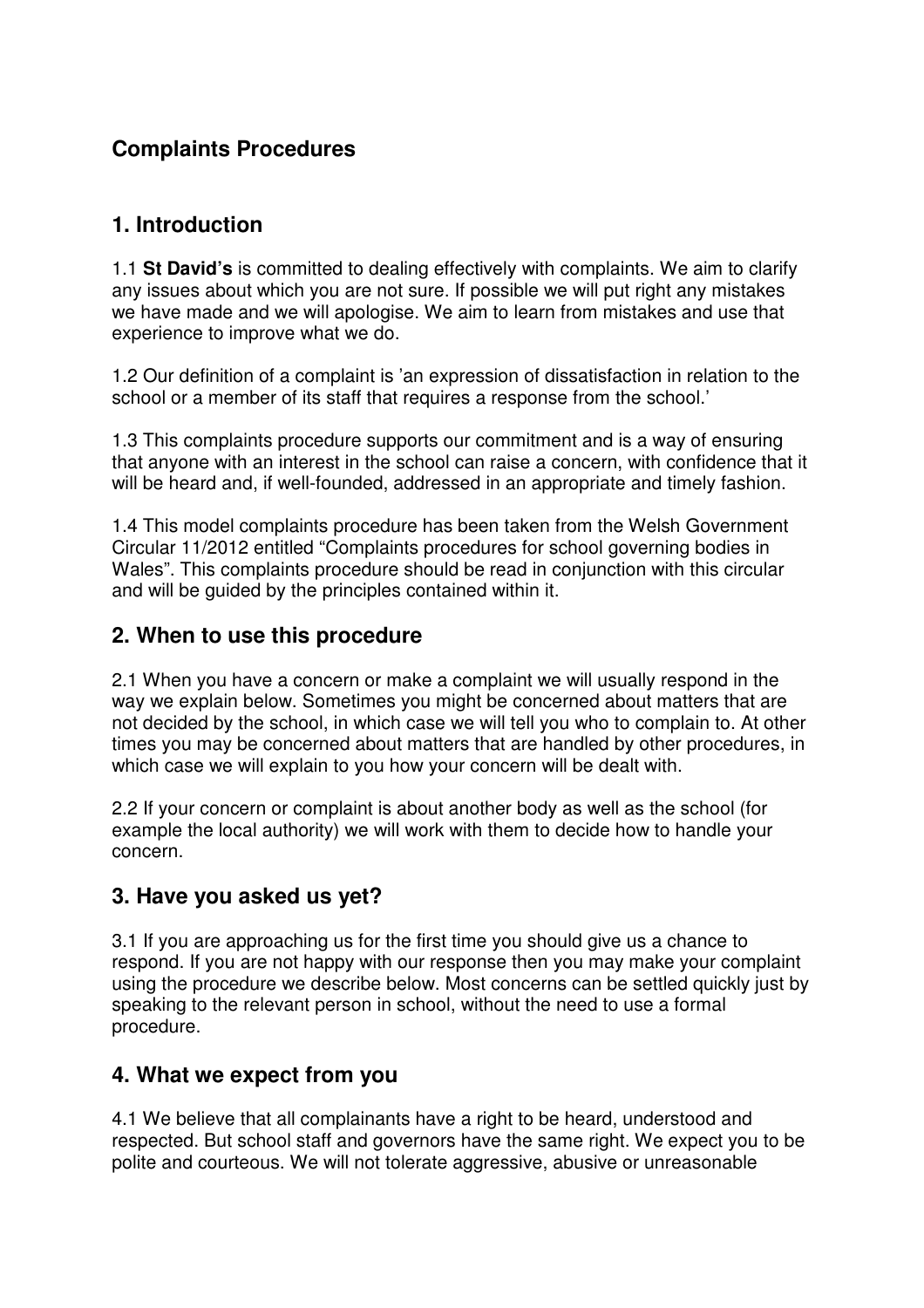## Complaints Procedures

## 1. Introduction

1.1 **St David's** is committed to dealing effectively with complaints. We aim to clarify any issues about which you are not sure. If possible we will put right any mistakes we have made and we will apologise. We aim to learn from mistakes and use that experience to improve what we do.

1.2 Our definition of a complaint is 'an expression of dissatisfaction in relation to the school or a member of its staff that requires a response from the school.'

1.3 This complaints procedure supports our commitment and is a way of ensuring that anyone with an interest in the school can raise a concern, with confidence that it will be heard and, if well-founded, addressed in an appropriate and timely fashion.

1.4 This model complaints procedure has been taken from the Welsh Government Circular 11/2012 entitled "Complaints procedures for school governing bodies in Wales". This complaints procedure should be read in conjunction with this circular and will be guided by the principles contained within it.

## 2. When to use this procedure

2.1 When you have a concern or make a complaint we will usually respond in the way we explain below. Sometimes you might be concerned about matters that are not decided by the school, in which case we will tell you who to complain to. At other times you may be concerned about matters that are handled by other procedures, in which case we will explain to you how your concern will be dealt with.

2.2 If your concern or complaint is about another body as well as the school (for example the local authority) we will work with them to decide how to handle your concern.

## 3. Have you asked us yet?

3.1 If you are approaching us for the first time you should give us a chance to respond. If you are not happy with our response then you may make your complaint using the procedure we describe below. Most concerns can be settled quickly just by speaking to the relevant person in school, without the need to use a formal procedure.

## 4. What we expect from you

4.1 We believe that all complainants have a right to be heard, understood and respected. But school staff and governors have the same right. We expect you to be polite and courteous. We will not tolerate aggressive, abusive or unreasonable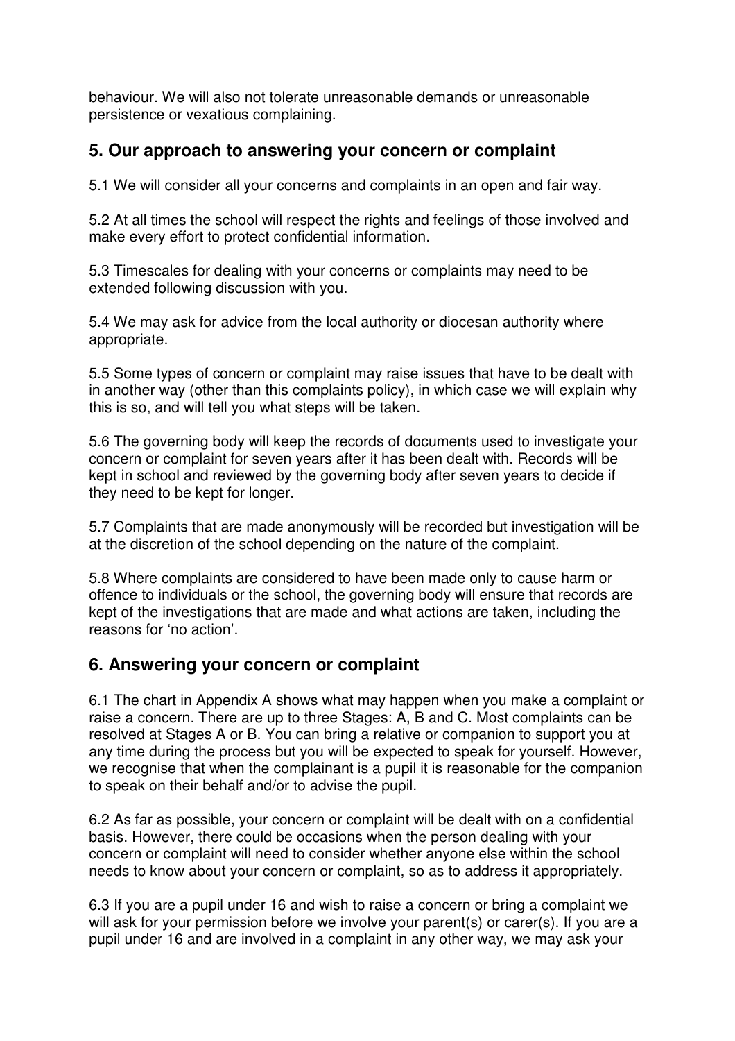behaviour. We will also not tolerate unreasonable demands or unreasonable persistence or vexatious complaining.

## 5. Our approach to answering your concern or complaint

5.1 We will consider all your concerns and complaints in an open and fair way.

5.2 At all times the school will respect the rights and feelings of those involved and make every effort to protect confidential information.

5.3 Timescales for dealing with your concerns or complaints may need to be extended following discussion with you.

5.4 We may ask for advice from the local authority or diocesan authority where appropriate.

5.5 Some types of concern or complaint may raise issues that have to be dealt with in another way (other than this complaints policy), in which case we will explain why this is so, and will tell you what steps will be taken.

5.6 The governing body will keep the records of documents used to investigate your concern or complaint for seven years after it has been dealt with. Records will be kept in school and reviewed by the governing body after seven years to decide if they need to be kept for longer.

5.7 Complaints that are made anonymously will be recorded but investigation will be at the discretion of the school depending on the nature of the complaint.

5.8 Where complaints are considered to have been made only to cause harm or offence to individuals or the school, the governing body will ensure that records are kept of the investigations that are made and what actions are taken, including the reasons for 'no action'.

## 6. Answering your concern or complaint

6.1 The chart in Appendix A shows what may happen when you make a complaint or raise a concern. There are up to three Stages: A, B and C. Most complaints can be resolved at Stages A or B. You can bring a relative or companion to support you at any time during the process but you will be expected to speak for yourself. However, we recognise that when the complainant is a pupil it is reasonable for the companion to speak on their behalf and/or to advise the pupil.

6.2 As far as possible, your concern or complaint will be dealt with on a confidential basis. However, there could be occasions when the person dealing with your concern or complaint will need to consider whether anyone else within the school needs to know about your concern or complaint, so as to address it appropriately.

6.3 If you are a pupil under 16 and wish to raise a concern or bring a complaint we will ask for your permission before we involve your parent(s) or carer(s). If you are a pupil under 16 and are involved in a complaint in any other way, we may ask your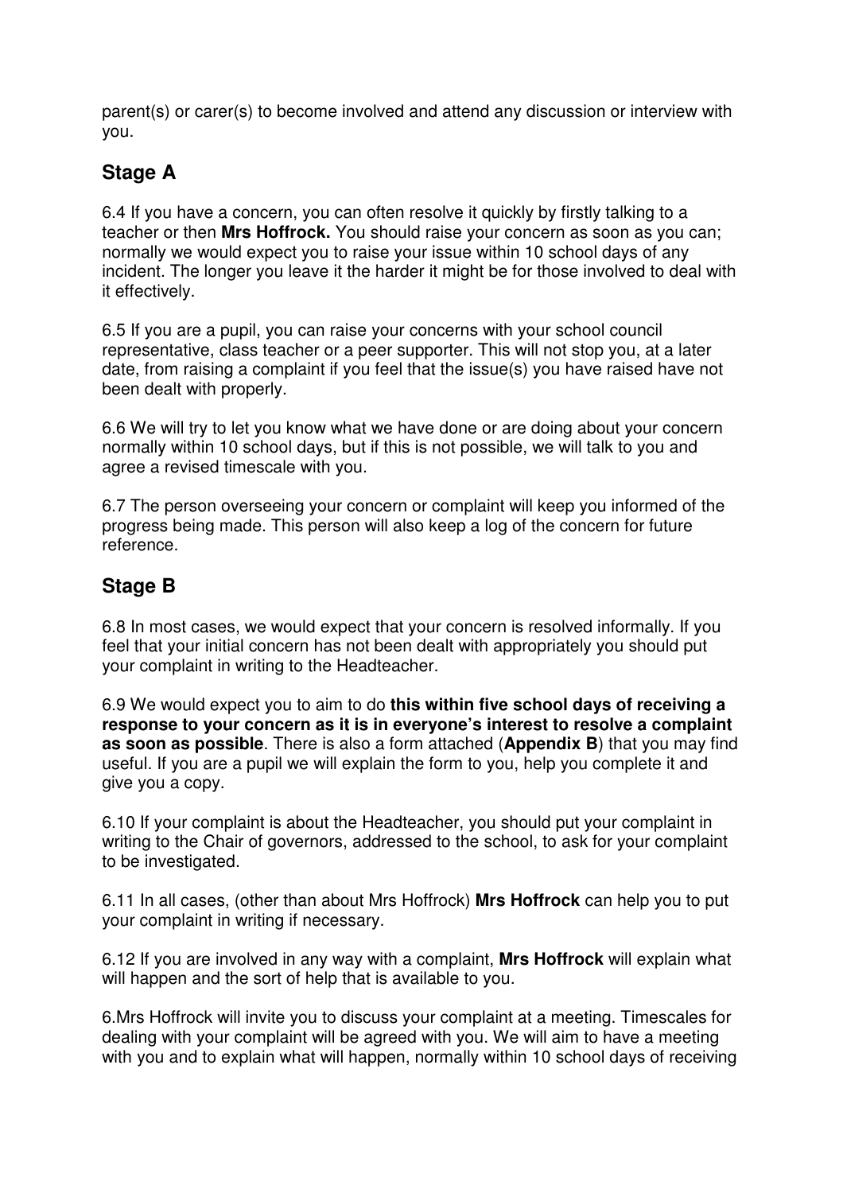parent(s) or carer(s) to become involved and attend any discussion or interview with you.

## Stage A

6.4 If you have a concern, you can often resolve it quickly by firstly talking to a teacher or then **Mrs Hoffrock.** You should raise your concern as soon as you can; normally we would expect you to raise your issue within 10 school days of any incident. The longer you leave it the harder it might be for those involved to deal with it effectively.

6.5 If you are a pupil, you can raise your concerns with your school council representative, class teacher or a peer supporter. This will not stop you, at a later date, from raising a complaint if you feel that the issue(s) you have raised have not been dealt with properly.

6.6 We will try to let you know what we have done or are doing about your concern normally within 10 school days, but if this is not possible, we will talk to you and agree a revised timescale with you.

6.7 The person overseeing your concern or complaint will keep you informed of the progress being made. This person will also keep a log of the concern for future reference.

## Stage B

6.8 In most cases, we would expect that your concern is resolved informally. If you feel that your initial concern has not been dealt with appropriately you should put your complaint in writing to the Headteacher.

6.9 We would expect you to aim to do **this within five school days of receiving a response to your concern as it is in everyone's interest to resolve a complaint as soon as possible**. There is also a form attached (**Appendix B**) that you may find useful. If you are a pupil we will explain the form to you, help you complete it and give you a copy.

6.10 If your complaint is about the Headteacher, you should put your complaint in writing to the Chair of governors, addressed to the school, to ask for your complaint to be investigated.

6.11 In all cases, (other than about Mrs Hoffrock) **Mrs Hoffrock** can help you to put your complaint in writing if necessary.

6.12 If you are involved in any way with a complaint, **Mrs Hoffrock** will explain what will happen and the sort of help that is available to you.

6.Mrs Hoffrock will invite you to discuss your complaint at a meeting. Timescales for dealing with your complaint will be agreed with you. We will aim to have a meeting with you and to explain what will happen, normally within 10 school days of receiving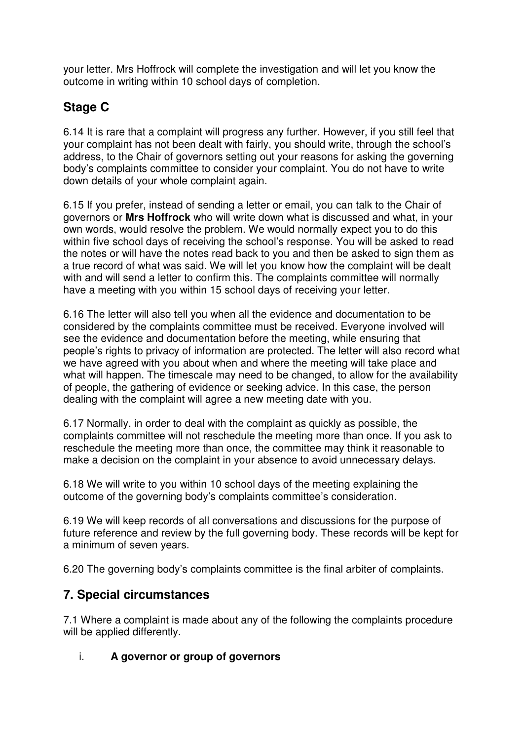your letter. Mrs Hoffrock will complete the investigation and will let you know the outcome in writing within 10 school days of completion.

## Stage C

6.14 It is rare that a complaint will progress any further. However, if you still feel that your complaint has not been dealt with fairly, you should write, through the school's address, to the Chair of governors setting out your reasons for asking the governing body's complaints committee to consider your complaint. You do not have to write down details of your whole complaint again.

6.15 If you prefer, instead of sending a letter or email, you can talk to the Chair of governors or **Mrs Hoffrock** who will write down what is discussed and what, in your own words, would resolve the problem. We would normally expect you to do this within five school days of receiving the school's response. You will be asked to read the notes or will have the notes read back to you and then be asked to sign them as a true record of what was said. We will let you know how the complaint will be dealt with and will send a letter to confirm this. The complaints committee will normally have a meeting with you within 15 school days of receiving your letter.

6.16 The letter will also tell you when all the evidence and documentation to be considered by the complaints committee must be received. Everyone involved will see the evidence and documentation before the meeting, while ensuring that people's rights to privacy of information are protected. The letter will also record what we have agreed with you about when and where the meeting will take place and what will happen. The timescale may need to be changed, to allow for the availability of people, the gathering of evidence or seeking advice. In this case, the person dealing with the complaint will agree a new meeting date with you.

6.17 Normally, in order to deal with the complaint as quickly as possible, the complaints committee will not reschedule the meeting more than once. If you ask to reschedule the meeting more than once, the committee may think it reasonable to make a decision on the complaint in your absence to avoid unnecessary delays.

6.18 We will write to you within 10 school days of the meeting explaining the outcome of the governing body's complaints committee's consideration.

6.19 We will keep records of all conversations and discussions for the purpose of future reference and review by the full governing body. These records will be kept for a minimum of seven years.

6.20 The governing body's complaints committee is the final arbiter of complaints.

## 7. Special circumstances

7.1 Where a complaint is made about any of the following the complaints procedure will be applied differently.

i. **A governor or group of governors**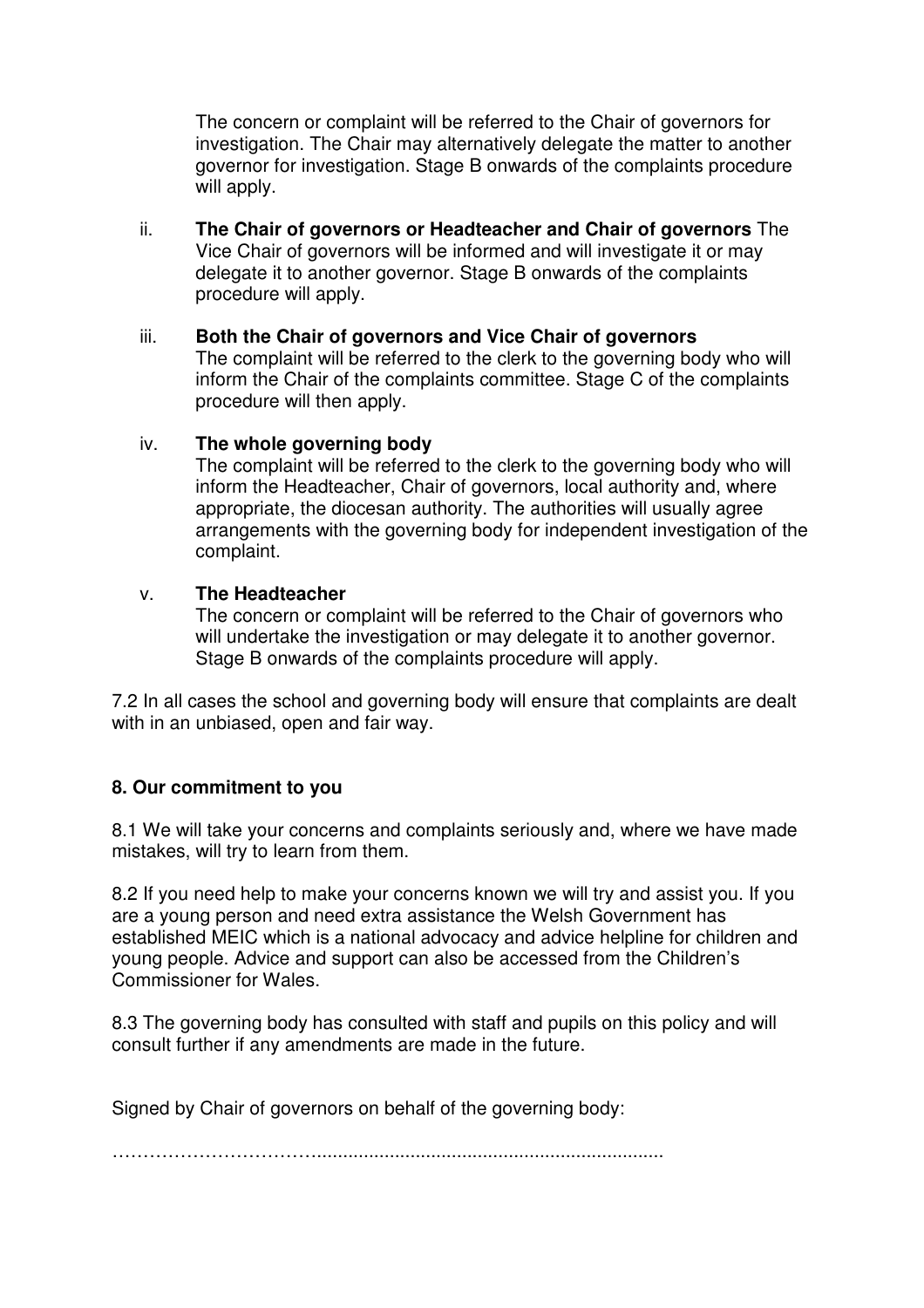The concern or complaint will be referred to the Chair of governors for investigation. The Chair may alternatively delegate the matter to another governor for investigation. Stage B onwards of the complaints procedure will apply.

ii. **The Chair of governors or Headteacher and Chair of governors** The Vice Chair of governors will be informed and will investigate it or may delegate it to another governor. Stage B onwards of the complaints procedure will apply.

iii. **Both the Chair of governors and Vice Chair of governors**
The complaint will be referred to the clerk to the governing body who will inform the Chair of the complaints committee. Stage C of the complaints procedure will then apply.

iv. **The whole governing body**
The complaint will be referred to the clerk to the governing body who will inform the Headteacher, Chair of governors, local authority and, where appropriate, the diocesan authority. The authorities will usually agree arrangements with the governing body for independent investigation of the complaint.

v. **The Headteacher**
The concern or complaint will be referred to the Chair of governors who will undertake the investigation or may delegate it to another governor. Stage B onwards of the complaints procedure will apply.

7.2 In all cases the school and governing body will ensure that complaints are dealt with in an unbiased, open and fair way.

## 8. Our commitment to you

8.1 We will take your concerns and complaints seriously and, where we have made mistakes, will try to learn from them.

8.2 If you need help to make your concerns known we will try and assist you. If you are a young person and need extra assistance the Welsh Government has established MEIC which is a national advocacy and advice helpline for children and young people. Advice and support can also be accessed from the Children's Commissioner for Wales.

8.3 The governing body has consulted with staff and pupils on this policy and will consult further if any amendments are made in the future.

Signed by Chair of governors on behalf of the governing body:

……………………………………………………………………………………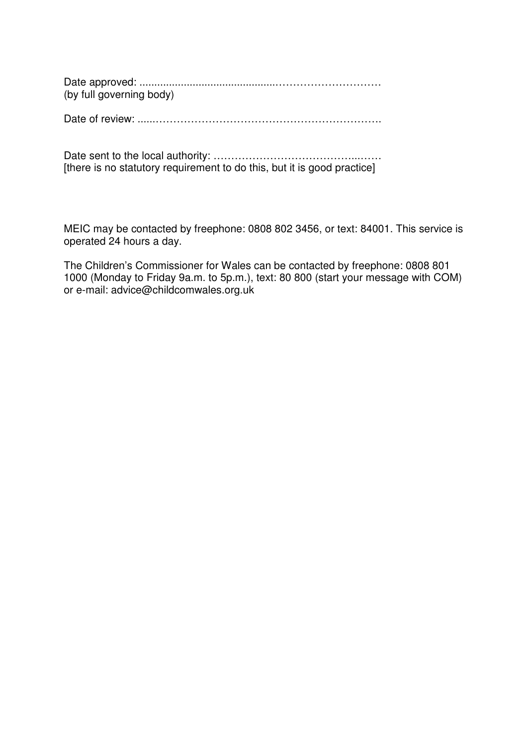Date approved: ...........................................………………………
(by full governing body)

Date of review: ......……………………………………………………….

Date sent to the local authority: …………………………………...……
[there is no statutory requirement to do this, but it is good practice]

MEIC may be contacted by freephone: 0808 802 3456, or text: 84001. This service is operated 24 hours a day.

The Children's Commissioner for Wales can be contacted by freephone: 0808 801 1000 (Monday to Friday 9a.m. to 5p.m.), text: 80 800 (start your message with COM) or e-mail: advice@childcomwales.org.uk